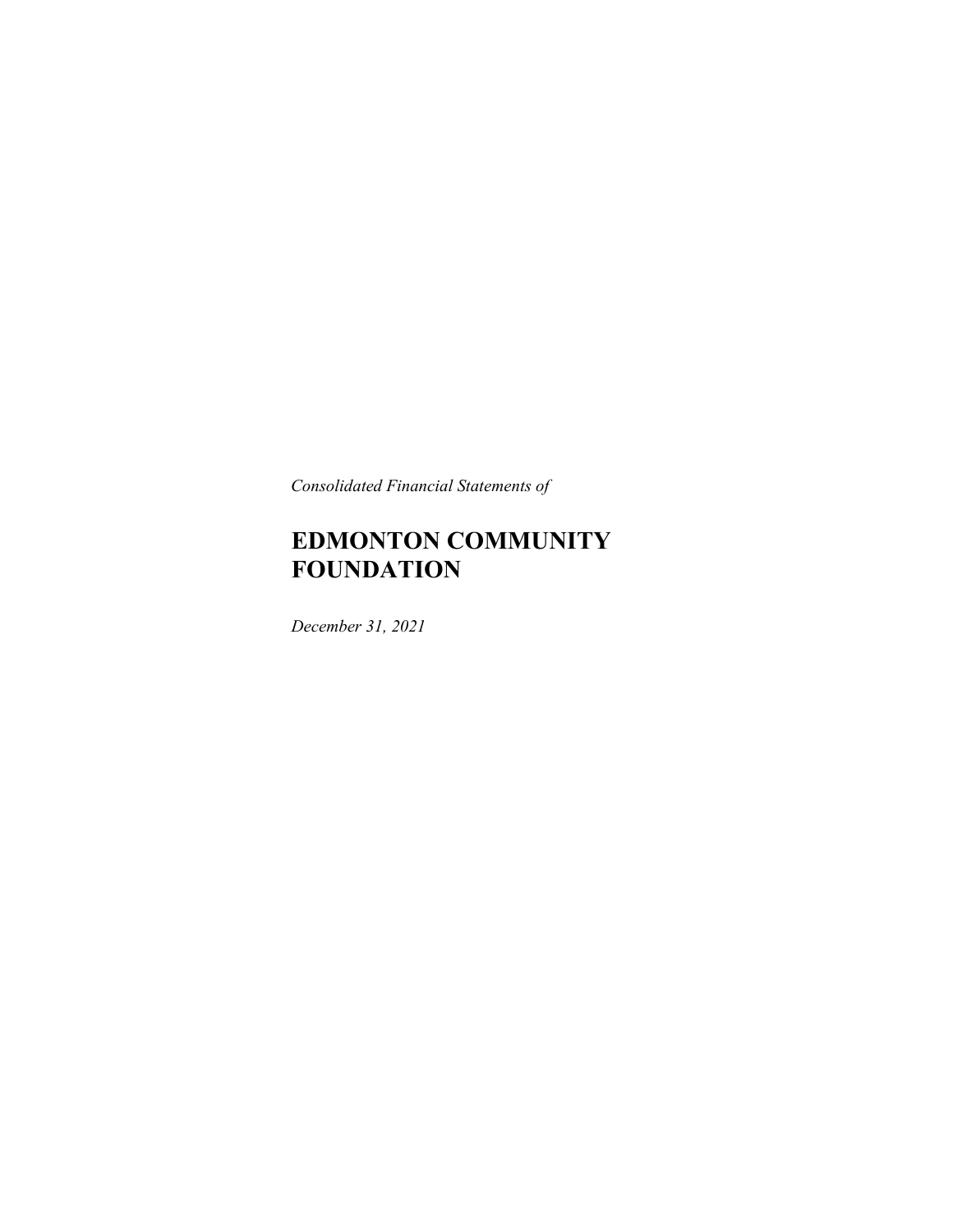*Consolidated Financial Statements of*

# EDMONTON COMMUNITY FOUNDATION

*December 31, 2021*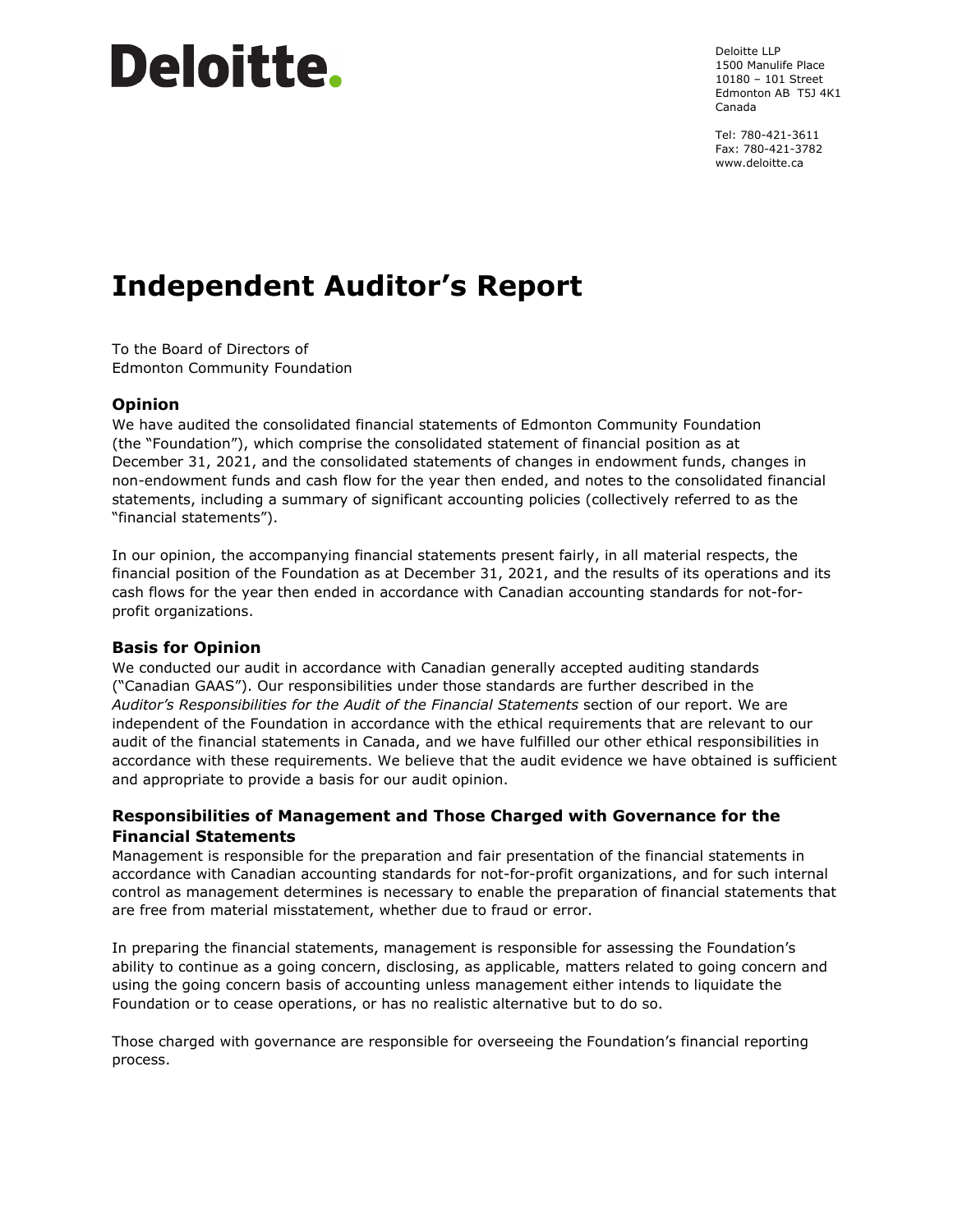Deloitte LLP
1500 Manulife Place
10180 – 101 Street
Edmonton AB T5J 4K1
Canada

Tel: 780-421-3611
Fax: 780-421-3782
www.deloitte.ca

# Independent Auditor's Report

To the Board of Directors of
Edmonton Community Foundation

### Opinion

We have audited the consolidated financial statements of Edmonton Community Foundation (the "Foundation"), which comprise the consolidated statement of financial position as at December 31, 2021, and the consolidated statements of changes in endowment funds, changes in non-endowment funds and cash flow for the year then ended, and notes to the consolidated financial statements, including a summary of significant accounting policies (collectively referred to as the "financial statements").

In our opinion, the accompanying financial statements present fairly, in all material respects, the financial position of the Foundation as at December 31, 2021, and the results of its operations and its cash flows for the year then ended in accordance with Canadian accounting standards for not-for-profit organizations.

### Basis for Opinion

We conducted our audit in accordance with Canadian generally accepted auditing standards ("Canadian GAAS"). Our responsibilities under those standards are further described in the *Auditor's Responsibilities for the Audit of the Financial Statements* section of our report. We are independent of the Foundation in accordance with the ethical requirements that are relevant to our audit of the financial statements in Canada, and we have fulfilled our other ethical responsibilities in accordance with these requirements. We believe that the audit evidence we have obtained is sufficient and appropriate to provide a basis for our audit opinion.

### Responsibilities of Management and Those Charged with Governance for the Financial Statements

Management is responsible for the preparation and fair presentation of the financial statements in accordance with Canadian accounting standards for not-for-profit organizations, and for such internal control as management determines is necessary to enable the preparation of financial statements that are free from material misstatement, whether due to fraud or error.

In preparing the financial statements, management is responsible for assessing the Foundation's ability to continue as a going concern, disclosing, as applicable, matters related to going concern and using the going concern basis of accounting unless management either intends to liquidate the Foundation or to cease operations, or has no realistic alternative but to do so.

Those charged with governance are responsible for overseeing the Foundation's financial reporting process.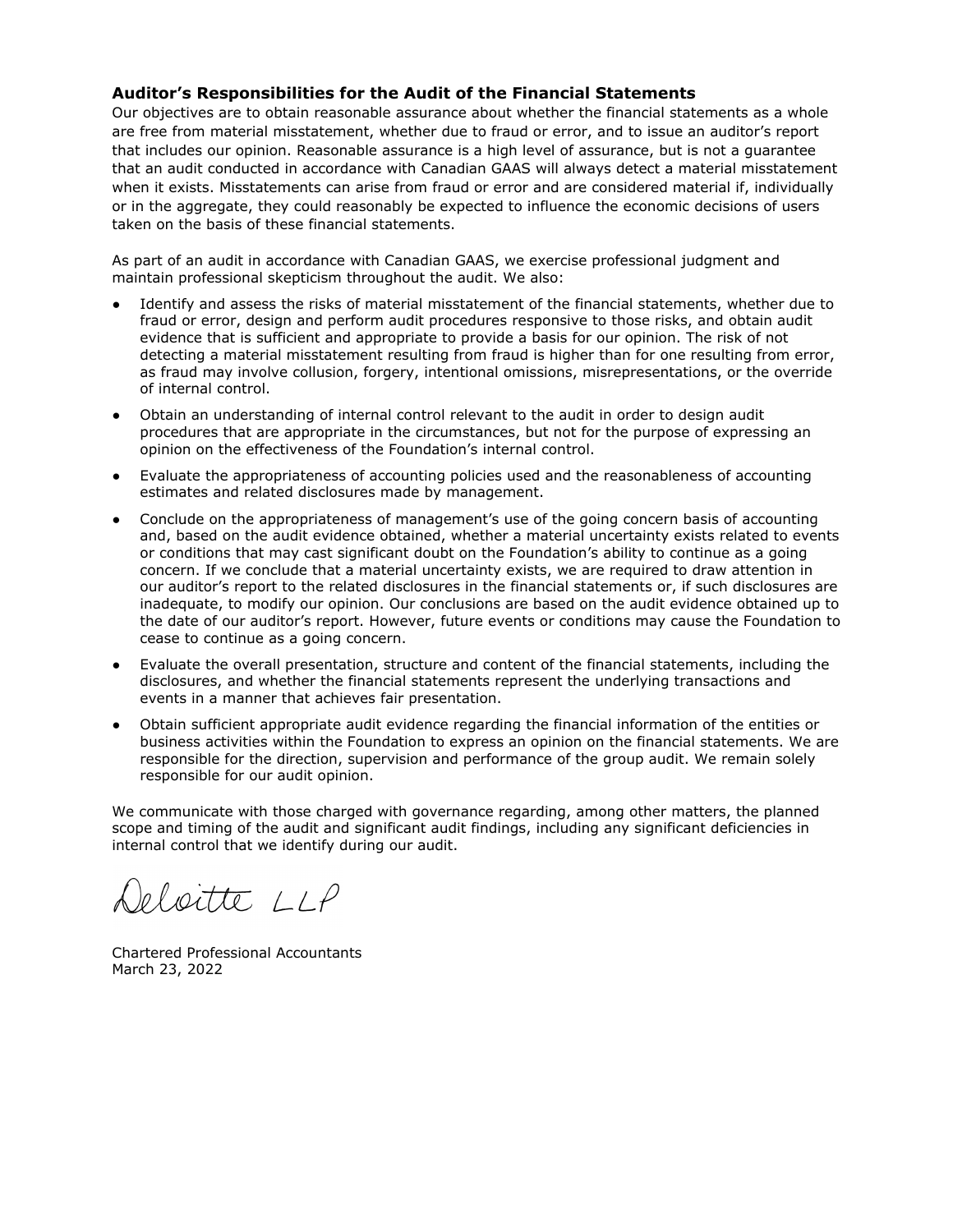### Auditor's Responsibilities for the Audit of the Financial Statements

Our objectives are to obtain reasonable assurance about whether the financial statements as a whole are free from material misstatement, whether due to fraud or error, and to issue an auditor's report that includes our opinion. Reasonable assurance is a high level of assurance, but is not a guarantee that an audit conducted in accordance with Canadian GAAS will always detect a material misstatement when it exists. Misstatements can arise from fraud or error and are considered material if, individually or in the aggregate, they could reasonably be expected to influence the economic decisions of users taken on the basis of these financial statements.

As part of an audit in accordance with Canadian GAAS, we exercise professional judgment and maintain professional skepticism throughout the audit. We also:

- Identify and assess the risks of material misstatement of the financial statements, whether due to fraud or error, design and perform audit procedures responsive to those risks, and obtain audit evidence that is sufficient and appropriate to provide a basis for our opinion. The risk of not detecting a material misstatement resulting from fraud is higher than for one resulting from error, as fraud may involve collusion, forgery, intentional omissions, misrepresentations, or the override of internal control.
- Obtain an understanding of internal control relevant to the audit in order to design audit procedures that are appropriate in the circumstances, but not for the purpose of expressing an opinion on the effectiveness of the Foundation's internal control.
- Evaluate the appropriateness of accounting policies used and the reasonableness of accounting estimates and related disclosures made by management.
- Conclude on the appropriateness of management's use of the going concern basis of accounting and, based on the audit evidence obtained, whether a material uncertainty exists related to events or conditions that may cast significant doubt on the Foundation's ability to continue as a going concern. If we conclude that a material uncertainty exists, we are required to draw attention in our auditor's report to the related disclosures in the financial statements or, if such disclosures are inadequate, to modify our opinion. Our conclusions are based on the audit evidence obtained up to the date of our auditor's report. However, future events or conditions may cause the Foundation to cease to continue as a going concern.
- Evaluate the overall presentation, structure and content of the financial statements, including the disclosures, and whether the financial statements represent the underlying transactions and events in a manner that achieves fair presentation.
- Obtain sufficient appropriate audit evidence regarding the financial information of the entities or business activities within the Foundation to express an opinion on the financial statements. We are responsible for the direction, supervision and performance of the group audit. We remain solely responsible for our audit opinion.

We communicate with those charged with governance regarding, among other matters, the planned scope and timing of the audit and significant audit findings, including any significant deficiencies in internal control that we identify during our audit.

Deloitte LLP

Chartered Professional Accountants
March 23, 2022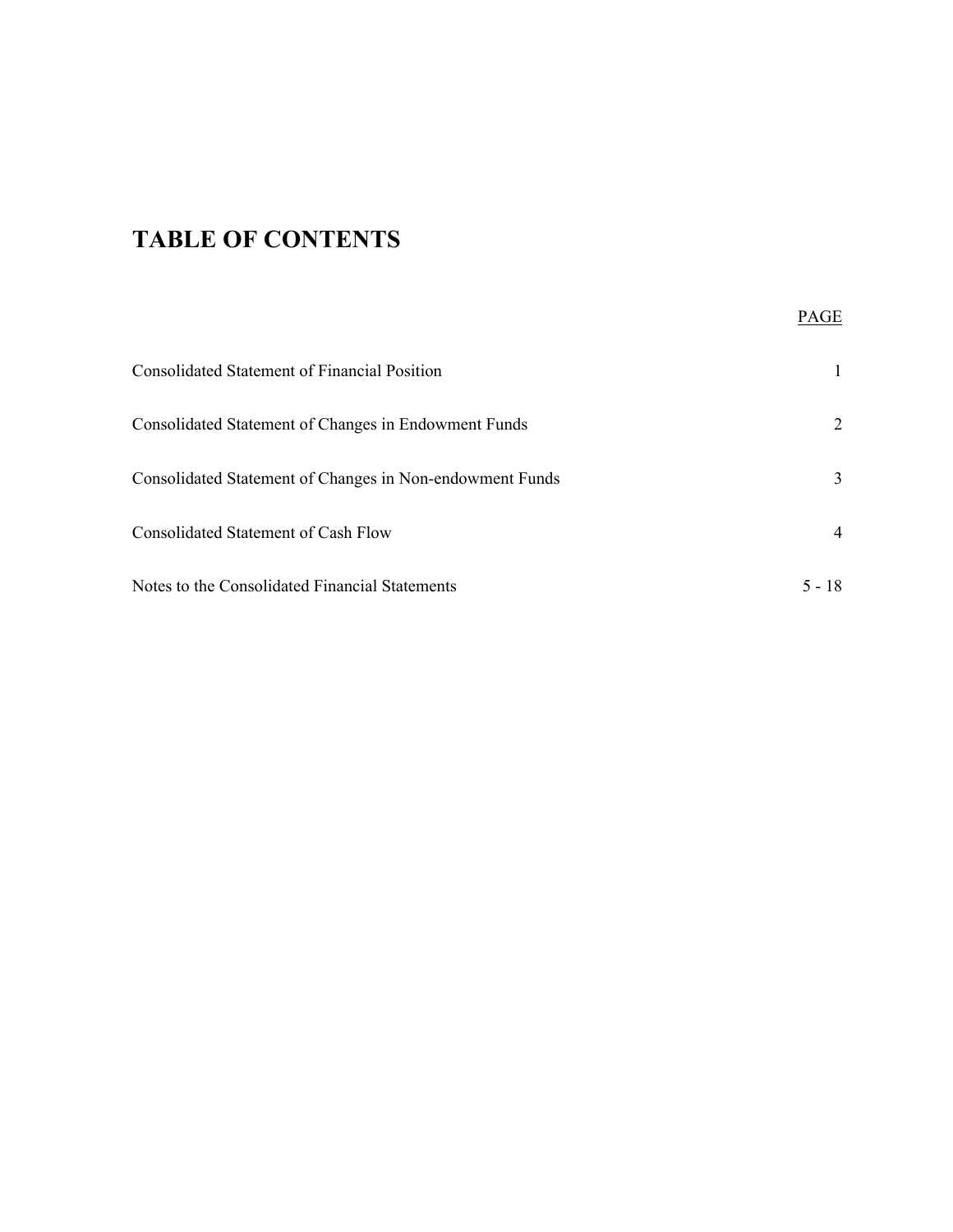# TABLE OF CONTENTS

| | PAGE |
|---|---|
| Consolidated Statement of Financial Position | 1 |
| Consolidated Statement of Changes in Endowment Funds | 2 |
| Consolidated Statement of Changes in Non-endowment Funds | 3 |
| Consolidated Statement of Cash Flow | 4 |
| Notes to the Consolidated Financial Statements | 5 - 18 |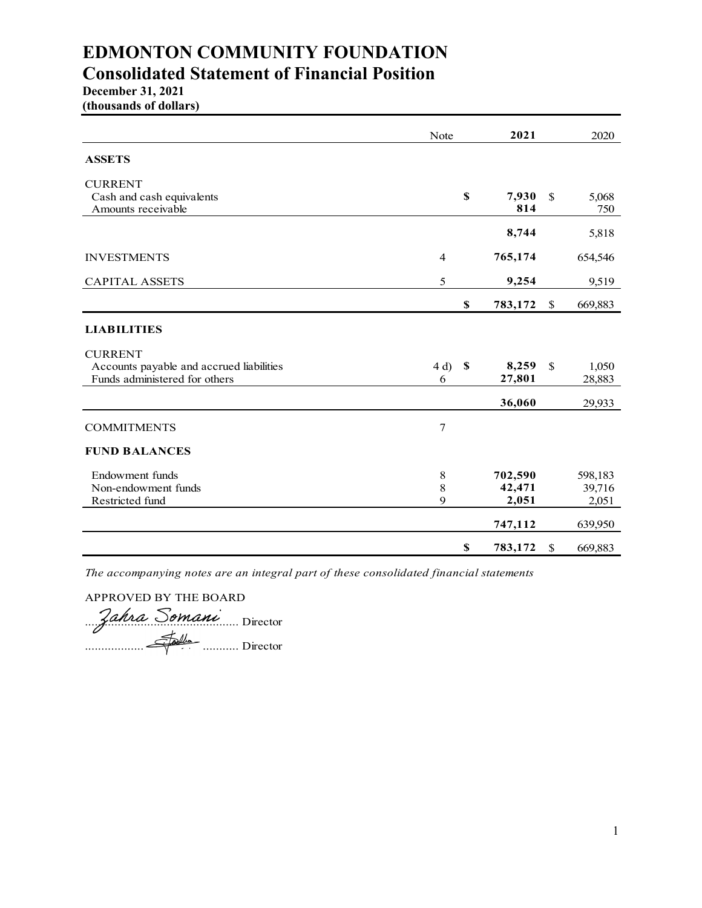# EDMONTON COMMUNITY FOUNDATION

## Consolidated Statement of Financial Position

**December 31, 2021**
**(thousands of dollars)**

| | Note | 2021 | 2020 |
|---|---|---|---|
| **ASSETS** | | | |
| CURRENT | | | |
| Cash and cash equivalents | | **$ 7,930** | $ 5,068 |
| Amounts receivable | | **814** | 750 |
| | | **8,744** | 5,818 |
| INVESTMENTS | 4 | **765,174** | 654,546 |
| CAPITAL ASSETS | 5 | **9,254** | 9,519 |
| | | **$ 783,172** | $ 669,883 |
| **LIABILITIES** | | | |
| CURRENT | | | |
| Accounts payable and accrued liabilities | 4 d) | **$ 8,259** | $ 1,050 |
| Funds administered for others | 6 | **27,801** | 28,883 |
| | | **36,060** | 29,933 |
| COMMITMENTS | 7 | | |
| **FUND BALANCES** | | | |
| Endowment funds | 8 | **702,590** | 598,183 |
| Non-endowment funds | 8 | **42,471** | 39,716 |
| Restricted fund | 9 | **2,051** | 2,051 |
| | | **747,112** | 639,950 |
| | | **$ 783,172** | $ 669,883 |

*The accompanying notes are an integral part of these consolidated financial statements*

APPROVED BY THE BOARD

Zahra Somani ........................................ Director

.................. [signature] ........... Director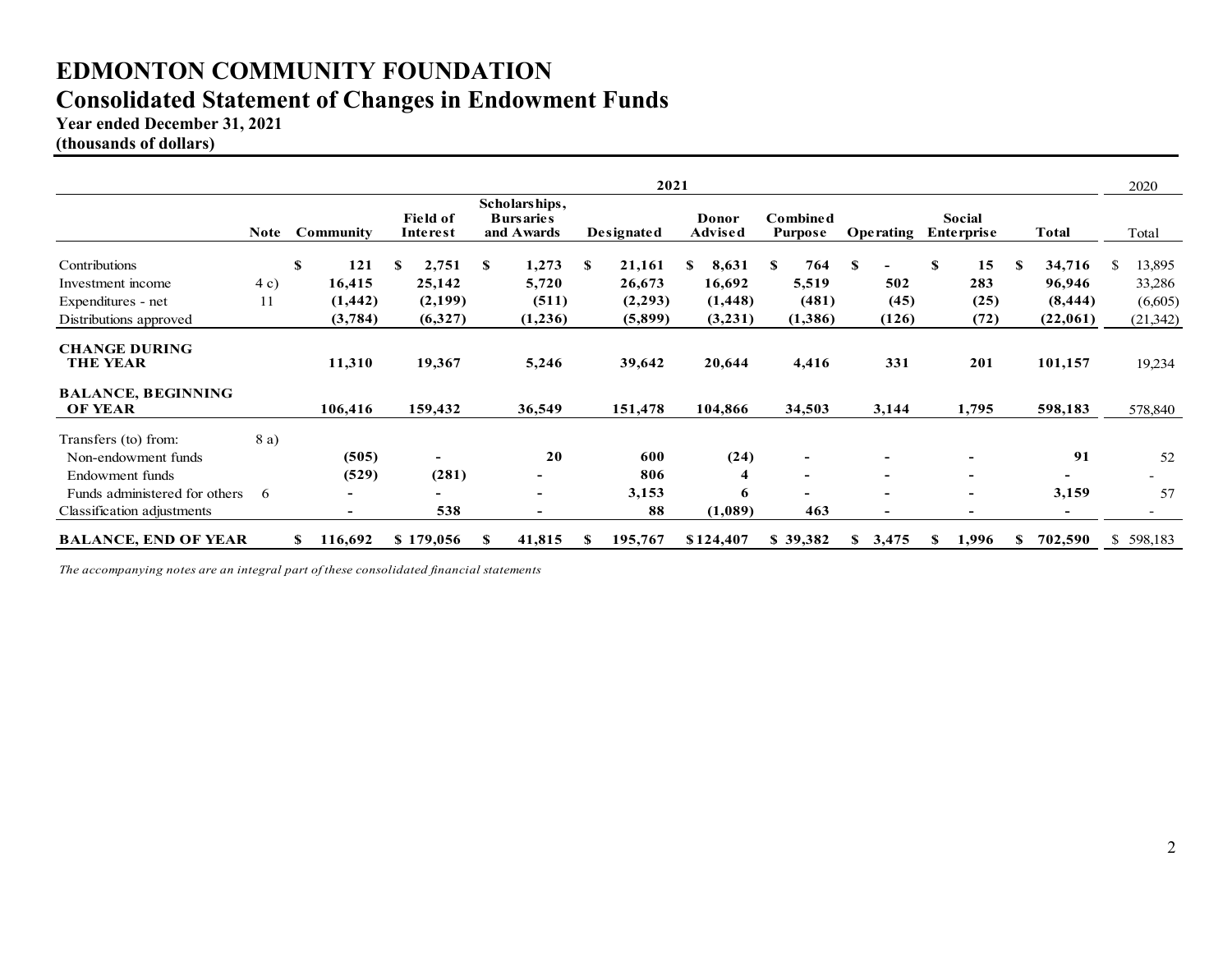# EDMONTON COMMUNITY FOUNDATION

## Consolidated Statement of Changes in Endowment Funds

**Year ended December 31, 2021**
**(thousands of dollars)**

| | | 2021 | | | | | | | | | 2020 |
|---|---|---|---|---|---|---|---|---|---|---|---|
| | Note | Community | Field of Interest | Scholarships, Bursaries and Awards | Designated | Donor Advised | Combined Purpose | Operating | Social Enterprise | Total | Total |
| Contributions | | $ 121 | $ 2,751 | $ 1,273 | $ 21,161 | $ 8,631 | $ 764 | $ - | $ 15 | $ 34,716 | $ 13,895 |
| Investment income | 4 c) | 16,415 | 25,142 | 5,720 | 26,673 | 16,692 | 5,519 | 502 | 283 | 96,946 | 33,286 |
| Expenditures - net | 11 | (1,442) | (2,199) | (511) | (2,293) | (1,448) | (481) | (45) | (25) | (8,444) | (6,605) |
| Distributions approved | | (3,784) | (6,327) | (1,236) | (5,899) | (3,231) | (1,386) | (126) | (72) | (22,061) | (21,342) |
| **CHANGE DURING THE YEAR** | | 11,310 | 19,367 | 5,246 | 39,642 | 20,644 | 4,416 | 331 | 201 | 101,157 | 19,234 |
| **BALANCE, BEGINNING OF YEAR** | | 106,416 | 159,432 | 36,549 | 151,478 | 104,866 | 34,503 | 3,144 | 1,795 | 598,183 | 578,840 |
| Transfers (to) from: | 8 a) | | | | | | | | | | |
| Non-endowment funds | | (505) | - | 20 | 600 | (24) | - | - | - | 91 | 52 |
| Endowment funds | | (529) | (281) | - | 806 | 4 | - | - | - | - | - |
| Funds administered for others | 6 | - | - | - | 3,153 | 6 | - | - | - | 3,159 | 57 |
| Classification adjustments | | - | 538 | - | 88 | (1,089) | 463 | - | - | - | - |
| **BALANCE, END OF YEAR** | | $ 116,692 | $ 179,056 | $ 41,815 | $ 195,767 | $ 124,407 | $ 39,382 | $ 3,475 | $ 1,996 | $ 702,590 | $ 598,183 |

*The accompanying notes are an integral part of these consolidated financial statements*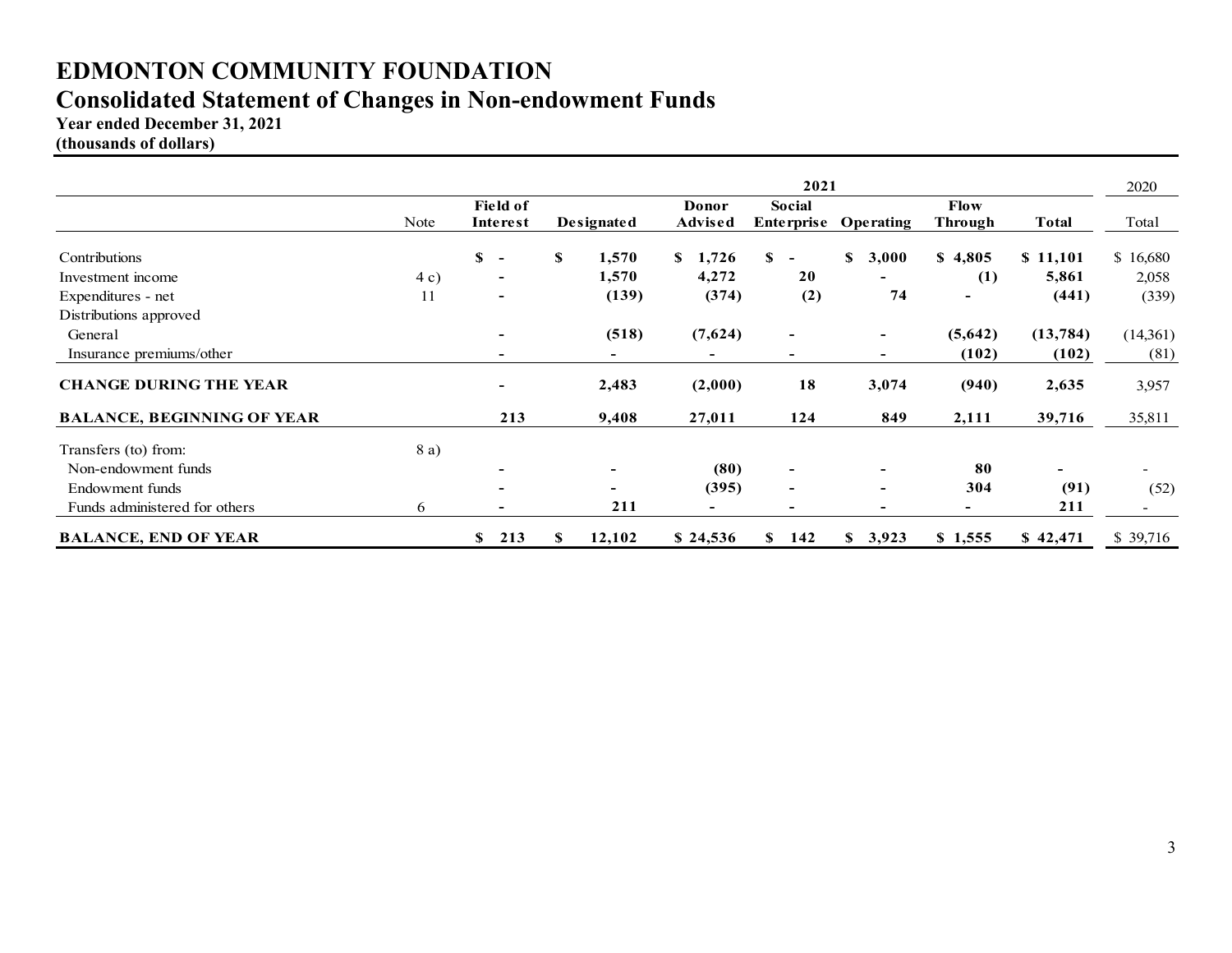# EDMONTON COMMUNITY FOUNDATION

## Consolidated Statement of Changes in Non-endowment Funds

**Year ended December 31, 2021**
**(thousands of dollars)**

| | | 2021 | | | | | | | 2020 |
|---|---|---|---|---|---|---|---|---|---|
| | Note | Field of Interest | Designated | Donor Advised | Social Enterprise | Operating | Flow Through | Total | Total |
| Contributions | | $ - | $ 1,570 | $ 1,726 | $ - | $ 3,000 | $ 4,805 | $ 11,101 | $ 16,680 |
| Investment income | 4 c) | - | 1,570 | 4,272 | 20 | - | (1) | 5,861 | 2,058 |
| Expenditures - net | 11 | - | (139) | (374) | (2) | 74 | - | (441) | (339) |
| Distributions approved | | | | | | | | | |
| General | | - | (518) | (7,624) | - | - | (5,642) | (13,784) | (14,361) |
| Insurance premiums/other | | - | - | - | - | - | (102) | (102) | (81) |
| **CHANGE DURING THE YEAR** | | - | 2,483 | (2,000) | 18 | 3,074 | (940) | 2,635 | 3,957 |
| **BALANCE, BEGINNING OF YEAR** | | 213 | 9,408 | 27,011 | 124 | 849 | 2,111 | 39,716 | 35,811 |
| Transfers (to) from: | 8 a) | | | | | | | | |
| Non-endowment funds | | - | - | (80) | - | - | 80 | - | - |
| Endowment funds | | - | - | (395) | - | - | 304 | (91) | (52) |
| Funds administered for others | 6 | - | 211 | - | - | - | - | 211 | - |
| **BALANCE, END OF YEAR** | | $ 213 | $ 12,102 | $ 24,536 | $ 142 | $ 3,923 | $ 1,555 | $ 42,471 | $ 39,716 |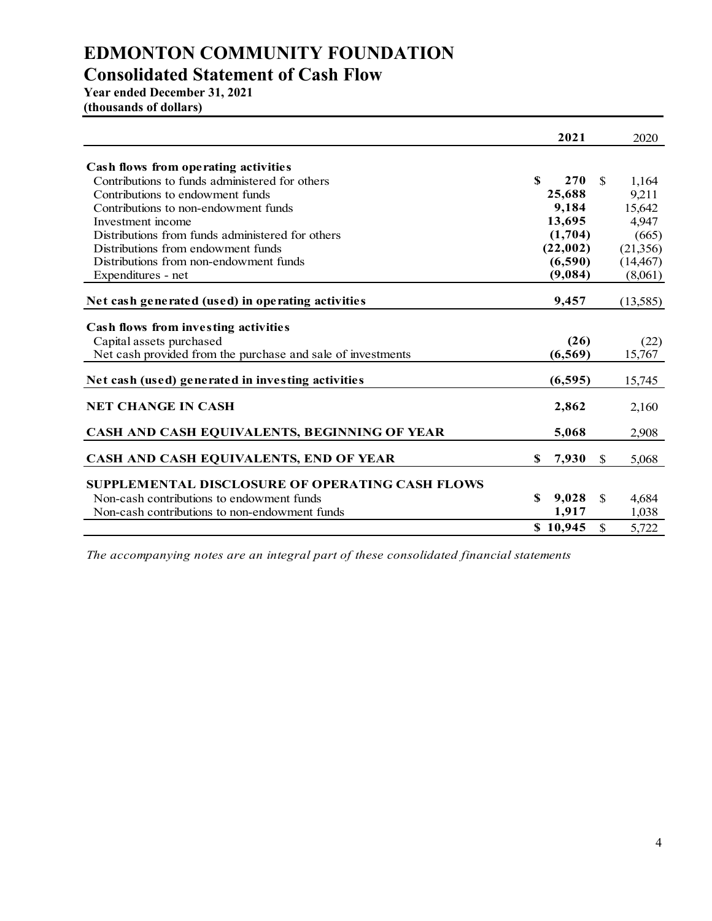# EDMONTON COMMUNITY FOUNDATION

## Consolidated Statement of Cash Flow

**Year ended December 31, 2021**
**(thousands of dollars)**

| | 2021 | 2020 |
|---|---|---|
| **Cash flows from operating activities** | | |
| Contributions to funds administered for others | **$ 270** | $ 1,164 |
| Contributions to endowment funds | **25,688** | 9,211 |
| Contributions to non-endowment funds | **9,184** | 15,642 |
| Investment income | **13,695** | 4,947 |
| Distributions from funds administered for others | **(1,704)** | (665) |
| Distributions from endowment funds | **(22,002)** | (21,356) |
| Distributions from non-endowment funds | **(6,590)** | (14,467) |
| Expenditures - net | **(9,084)** | (8,061) |
| **Net cash generated (used) in operating activities** | **9,457** | (13,585) |
| **Cash flows from investing activities** | | |
| Capital assets purchased | **(26)** | (22) |
| Net cash provided from the purchase and sale of investments | **(6,569)** | 15,767 |
| **Net cash (used) generated in investing activities** | **(6,595)** | 15,745 |
| **NET CHANGE IN CASH** | **2,862** | 2,160 |
| **CASH AND CASH EQUIVALENTS, BEGINNING OF YEAR** | **5,068** | 2,908 |
| **CASH AND CASH EQUIVALENTS, END OF YEAR** | **$ 7,930** | $ 5,068 |
| **SUPPLEMENTAL DISCLOSURE OF OPERATING CASH FLOWS** | | |
| Non-cash contributions to endowment funds | **$ 9,028** | $ 4,684 |
| Non-cash contributions to non-endowment funds | **1,917** | 1,038 |
| | **$ 10,945** | $ 5,722 |

*The accompanying notes are an integral part of these consolidated financial statements*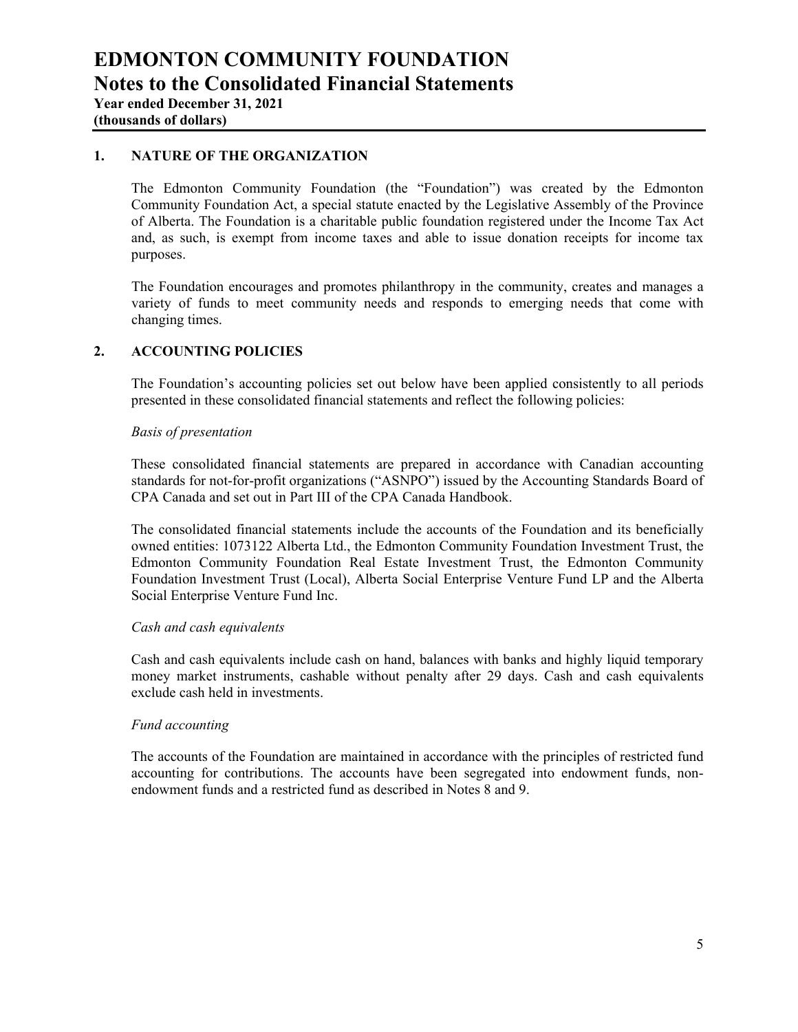# EDMONTON COMMUNITY FOUNDATION

## Notes to the Consolidated Financial Statements

**Year ended December 31, 2021**
**(thousands of dollars)**

### 1. NATURE OF THE ORGANIZATION

The Edmonton Community Foundation (the "Foundation") was created by the Edmonton Community Foundation Act, a special statute enacted by the Legislative Assembly of the Province of Alberta. The Foundation is a charitable public foundation registered under the Income Tax Act and, as such, is exempt from income taxes and able to issue donation receipts for income tax purposes.

The Foundation encourages and promotes philanthropy in the community, creates and manages a variety of funds to meet community needs and responds to emerging needs that come with changing times.

### 2. ACCOUNTING POLICIES

The Foundation's accounting policies set out below have been applied consistently to all periods presented in these consolidated financial statements and reflect the following policies:

*Basis of presentation*

These consolidated financial statements are prepared in accordance with Canadian accounting standards for not-for-profit organizations ("ASNPO") issued by the Accounting Standards Board of CPA Canada and set out in Part III of the CPA Canada Handbook.

The consolidated financial statements include the accounts of the Foundation and its beneficially owned entities: 1073122 Alberta Ltd., the Edmonton Community Foundation Investment Trust, the Edmonton Community Foundation Real Estate Investment Trust, the Edmonton Community Foundation Investment Trust (Local), Alberta Social Enterprise Venture Fund LP and the Alberta Social Enterprise Venture Fund Inc.

*Cash and cash equivalents*

Cash and cash equivalents include cash on hand, balances with banks and highly liquid temporary money market instruments, cashable without penalty after 29 days. Cash and cash equivalents exclude cash held in investments.

*Fund accounting*

The accounts of the Foundation are maintained in accordance with the principles of restricted fund accounting for contributions. The accounts have been segregated into endowment funds, non-endowment funds and a restricted fund as described in Notes 8 and 9.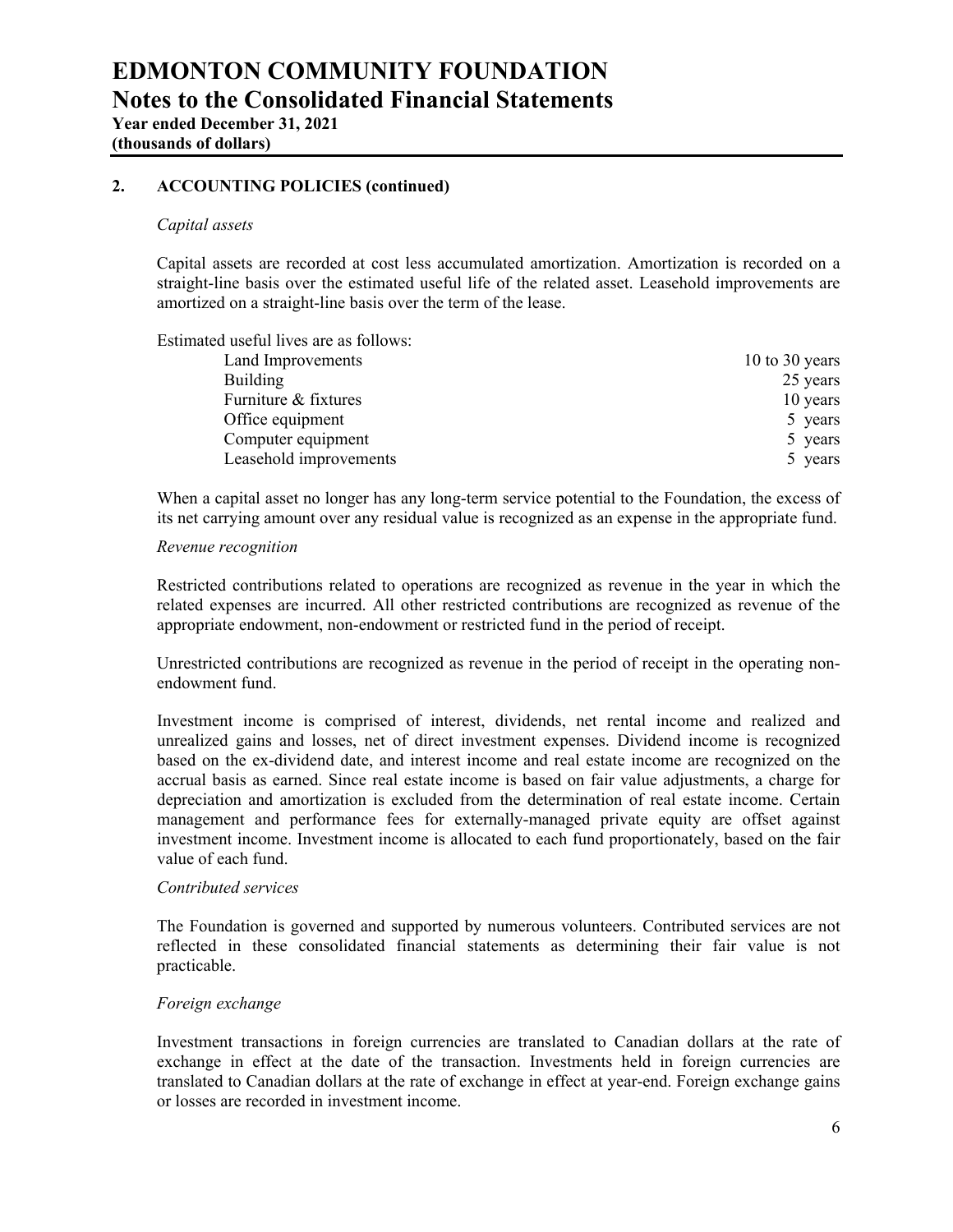## 2. ACCOUNTING POLICIES (continued)

*Capital assets*

Capital assets are recorded at cost less accumulated amortization. Amortization is recorded on a straight-line basis over the estimated useful life of the related asset. Leasehold improvements are amortized on a straight-line basis over the term of the lease.

Estimated useful lives are as follows:

| | |
|---|---|
| Land Improvements | 10 to 30 years |
| Building | 25 years |
| Furniture & fixtures | 10 years |
| Office equipment | 5 years |
| Computer equipment | 5 years |
| Leasehold improvements | 5 years |

When a capital asset no longer has any long-term service potential to the Foundation, the excess of its net carrying amount over any residual value is recognized as an expense in the appropriate fund.

*Revenue recognition*

Restricted contributions related to operations are recognized as revenue in the year in which the related expenses are incurred. All other restricted contributions are recognized as revenue of the appropriate endowment, non-endowment or restricted fund in the period of receipt.

Unrestricted contributions are recognized as revenue in the period of receipt in the operating non-endowment fund.

Investment income is comprised of interest, dividends, net rental income and realized and unrealized gains and losses, net of direct investment expenses. Dividend income is recognized based on the ex-dividend date, and interest income and real estate income are recognized on the accrual basis as earned. Since real estate income is based on fair value adjustments, a charge for depreciation and amortization is excluded from the determination of real estate income. Certain management and performance fees for externally-managed private equity are offset against investment income. Investment income is allocated to each fund proportionately, based on the fair value of each fund.

*Contributed services*

The Foundation is governed and supported by numerous volunteers. Contributed services are not reflected in these consolidated financial statements as determining their fair value is not practicable.

*Foreign exchange*

Investment transactions in foreign currencies are translated to Canadian dollars at the rate of exchange in effect at the date of the transaction. Investments held in foreign currencies are translated to Canadian dollars at the rate of exchange in effect at year-end. Foreign exchange gains or losses are recorded in investment income.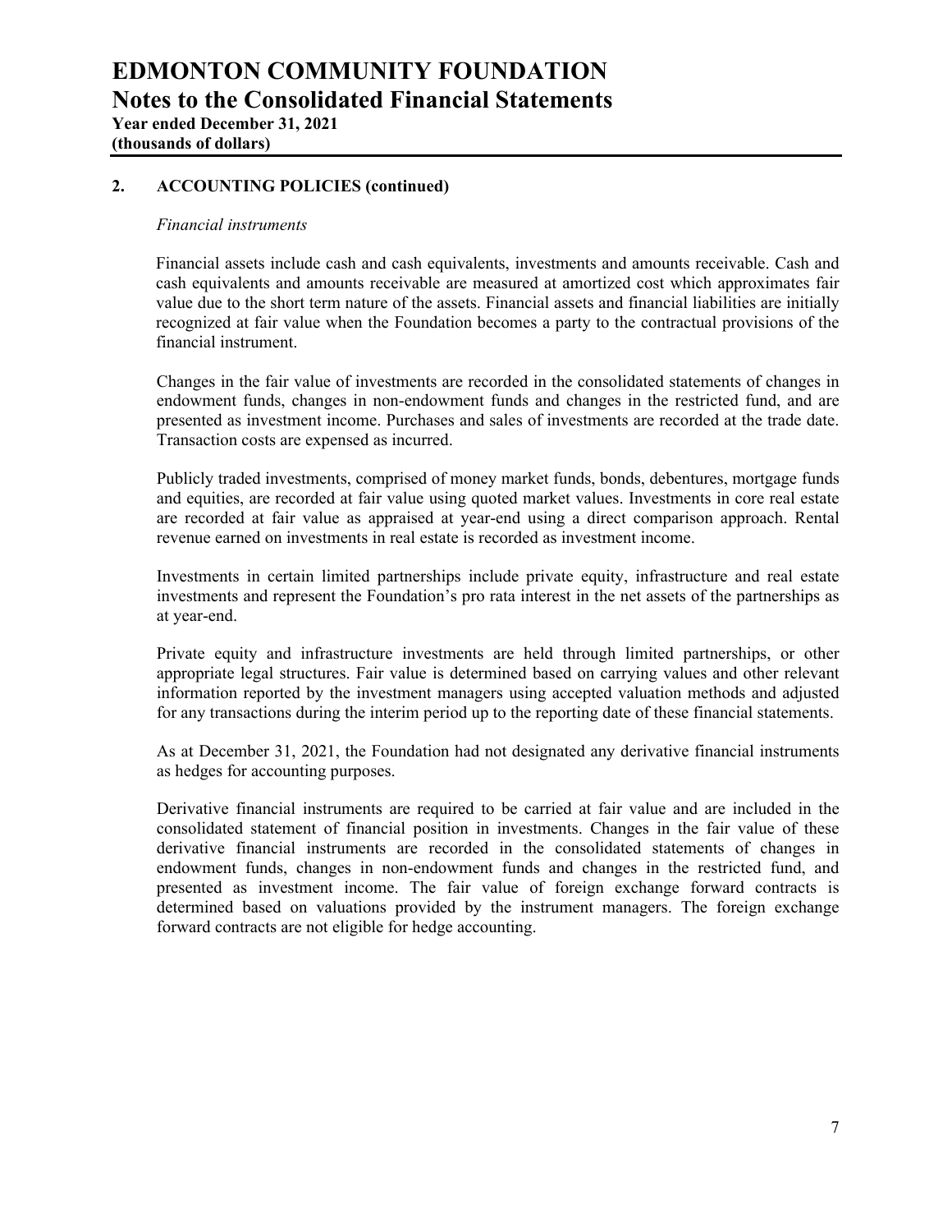## 2. ACCOUNTING POLICIES (continued)

*Financial instruments*

Financial assets include cash and cash equivalents, investments and amounts receivable. Cash and cash equivalents and amounts receivable are measured at amortized cost which approximates fair value due to the short term nature of the assets. Financial assets and financial liabilities are initially recognized at fair value when the Foundation becomes a party to the contractual provisions of the financial instrument.

Changes in the fair value of investments are recorded in the consolidated statements of changes in endowment funds, changes in non-endowment funds and changes in the restricted fund, and are presented as investment income. Purchases and sales of investments are recorded at the trade date. Transaction costs are expensed as incurred.

Publicly traded investments, comprised of money market funds, bonds, debentures, mortgage funds and equities, are recorded at fair value using quoted market values. Investments in core real estate are recorded at fair value as appraised at year-end using a direct comparison approach. Rental revenue earned on investments in real estate is recorded as investment income.

Investments in certain limited partnerships include private equity, infrastructure and real estate investments and represent the Foundation's pro rata interest in the net assets of the partnerships as at year-end.

Private equity and infrastructure investments are held through limited partnerships, or other appropriate legal structures. Fair value is determined based on carrying values and other relevant information reported by the investment managers using accepted valuation methods and adjusted for any transactions during the interim period up to the reporting date of these financial statements.

As at December 31, 2021, the Foundation had not designated any derivative financial instruments as hedges for accounting purposes.

Derivative financial instruments are required to be carried at fair value and are included in the consolidated statement of financial position in investments. Changes in the fair value of these derivative financial instruments are recorded in the consolidated statements of changes in endowment funds, changes in non-endowment funds and changes in the restricted fund, and presented as investment income. The fair value of foreign exchange forward contracts is determined based on valuations provided by the instrument managers. The foreign exchange forward contracts are not eligible for hedge accounting.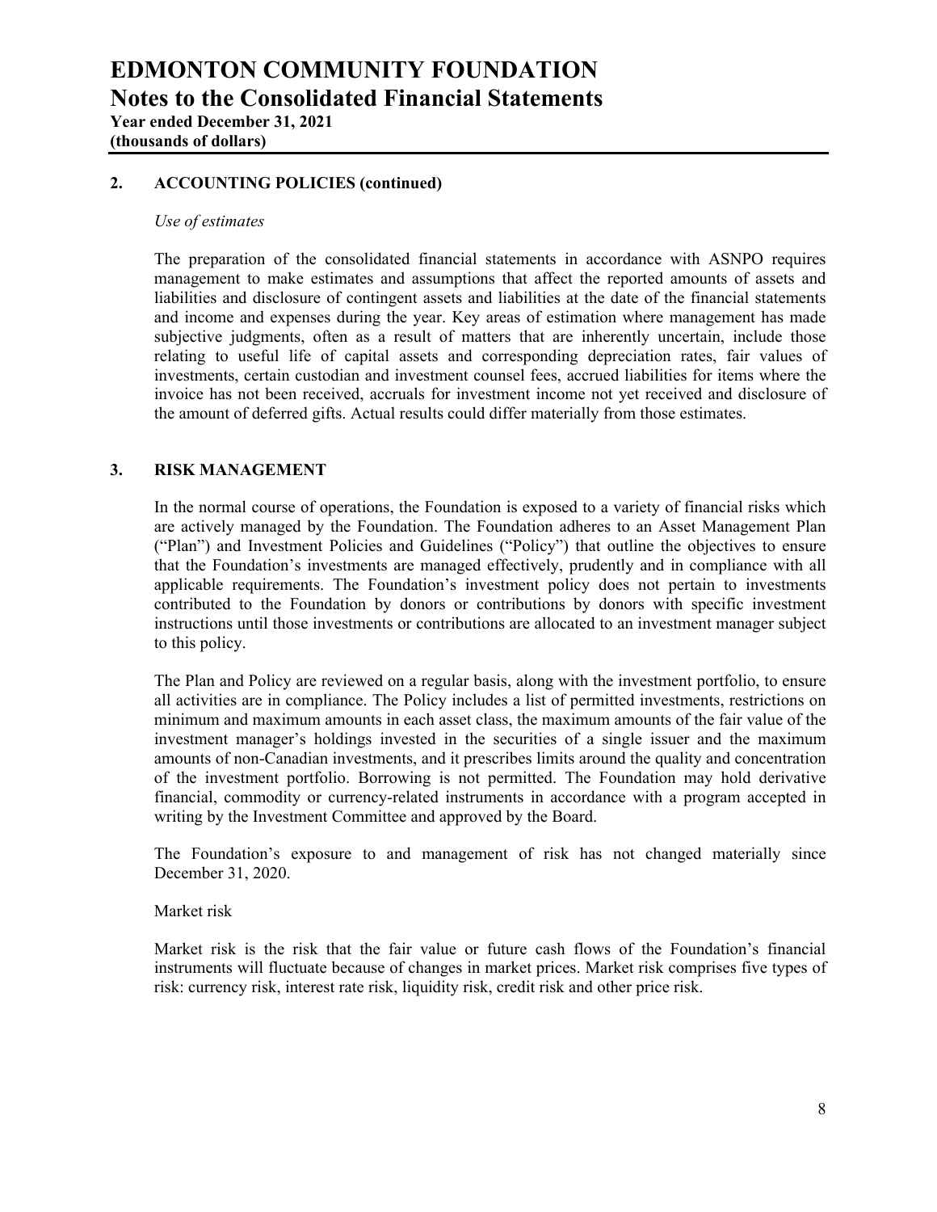## 2. ACCOUNTING POLICIES (continued)

*Use of estimates*

The preparation of the consolidated financial statements in accordance with ASNPO requires management to make estimates and assumptions that affect the reported amounts of assets and liabilities and disclosure of contingent assets and liabilities at the date of the financial statements and income and expenses during the year. Key areas of estimation where management has made subjective judgments, often as a result of matters that are inherently uncertain, include those relating to useful life of capital assets and corresponding depreciation rates, fair values of investments, certain custodian and investment counsel fees, accrued liabilities for items where the invoice has not been received, accruals for investment income not yet received and disclosure of the amount of deferred gifts. Actual results could differ materially from those estimates.

## 3. RISK MANAGEMENT

In the normal course of operations, the Foundation is exposed to a variety of financial risks which are actively managed by the Foundation. The Foundation adheres to an Asset Management Plan ("Plan") and Investment Policies and Guidelines ("Policy") that outline the objectives to ensure that the Foundation's investments are managed effectively, prudently and in compliance with all applicable requirements. The Foundation's investment policy does not pertain to investments contributed to the Foundation by donors or contributions by donors with specific investment instructions until those investments or contributions are allocated to an investment manager subject to this policy.

The Plan and Policy are reviewed on a regular basis, along with the investment portfolio, to ensure all activities are in compliance. The Policy includes a list of permitted investments, restrictions on minimum and maximum amounts in each asset class, the maximum amounts of the fair value of the investment manager's holdings invested in the securities of a single issuer and the maximum amounts of non-Canadian investments, and it prescribes limits around the quality and concentration of the investment portfolio. Borrowing is not permitted. The Foundation may hold derivative financial, commodity or currency-related instruments in accordance with a program accepted in writing by the Investment Committee and approved by the Board.

The Foundation's exposure to and management of risk has not changed materially since December 31, 2020.

Market risk

Market risk is the risk that the fair value or future cash flows of the Foundation's financial instruments will fluctuate because of changes in market prices. Market risk comprises five types of risk: currency risk, interest rate risk, liquidity risk, credit risk and other price risk.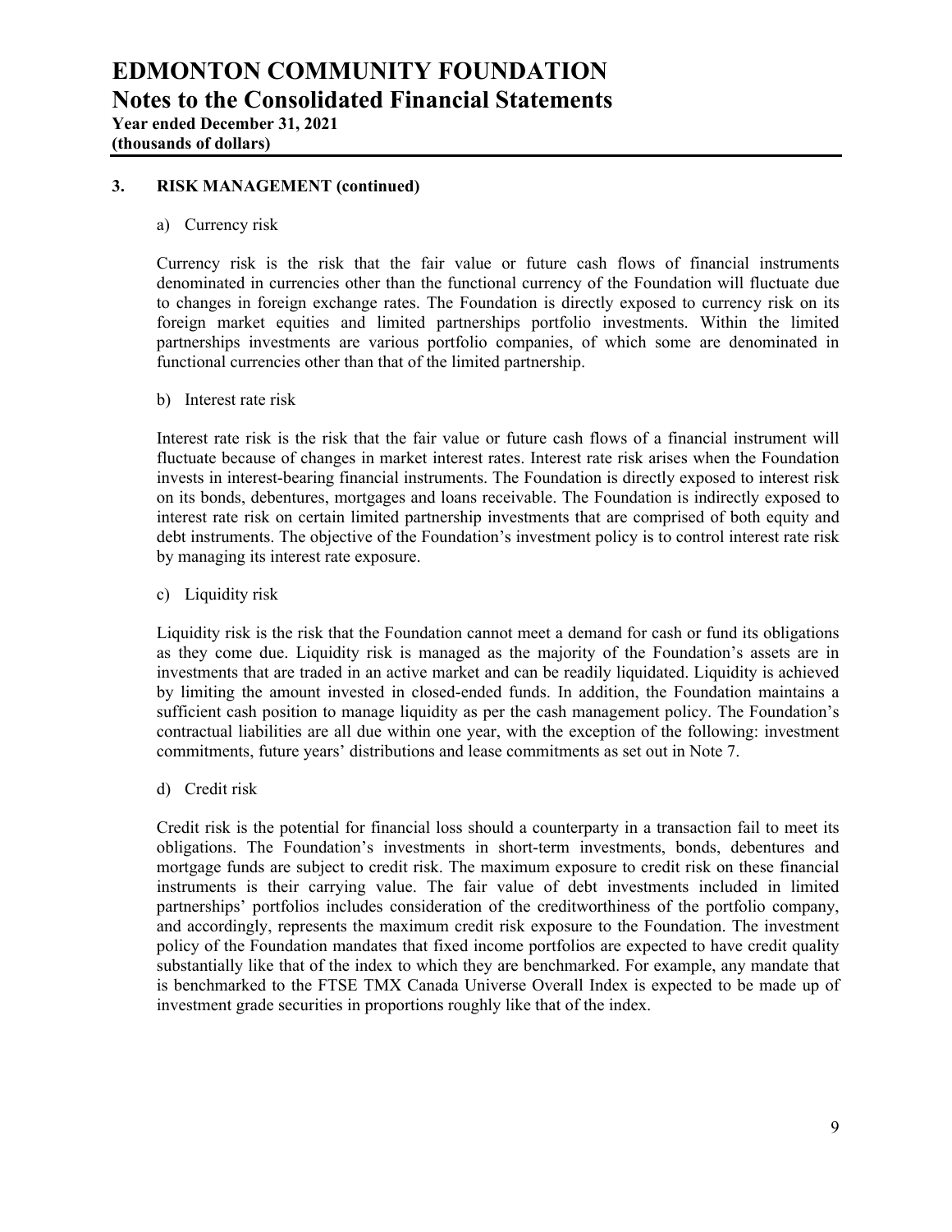# EDMONTON COMMUNITY FOUNDATION

## Notes to the Consolidated Financial Statements

**Year ended December 31, 2021**
**(thousands of dollars)**

### 3. RISK MANAGEMENT (continued)

a) Currency risk

Currency risk is the risk that the fair value or future cash flows of financial instruments denominated in currencies other than the functional currency of the Foundation will fluctuate due to changes in foreign exchange rates. The Foundation is directly exposed to currency risk on its foreign market equities and limited partnerships portfolio investments. Within the limited partnerships investments are various portfolio companies, of which some are denominated in functional currencies other than that of the limited partnership.

b) Interest rate risk

Interest rate risk is the risk that the fair value or future cash flows of a financial instrument will fluctuate because of changes in market interest rates. Interest rate risk arises when the Foundation invests in interest-bearing financial instruments. The Foundation is directly exposed to interest risk on its bonds, debentures, mortgages and loans receivable. The Foundation is indirectly exposed to interest rate risk on certain limited partnership investments that are comprised of both equity and debt instruments. The objective of the Foundation's investment policy is to control interest rate risk by managing its interest rate exposure.

c) Liquidity risk

Liquidity risk is the risk that the Foundation cannot meet a demand for cash or fund its obligations as they come due. Liquidity risk is managed as the majority of the Foundation's assets are in investments that are traded in an active market and can be readily liquidated. Liquidity is achieved by limiting the amount invested in closed-ended funds. In addition, the Foundation maintains a sufficient cash position to manage liquidity as per the cash management policy. The Foundation's contractual liabilities are all due within one year, with the exception of the following: investment commitments, future years' distributions and lease commitments as set out in Note 7.

d) Credit risk

Credit risk is the potential for financial loss should a counterparty in a transaction fail to meet its obligations. The Foundation's investments in short-term investments, bonds, debentures and mortgage funds are subject to credit risk. The maximum exposure to credit risk on these financial instruments is their carrying value. The fair value of debt investments included in limited partnerships' portfolios includes consideration of the creditworthiness of the portfolio company, and accordingly, represents the maximum credit risk exposure to the Foundation. The investment policy of the Foundation mandates that fixed income portfolios are expected to have credit quality substantially like that of the index to which they are benchmarked. For example, any mandate that is benchmarked to the FTSE TMX Canada Universe Overall Index is expected to be made up of investment grade securities in proportions roughly like that of the index.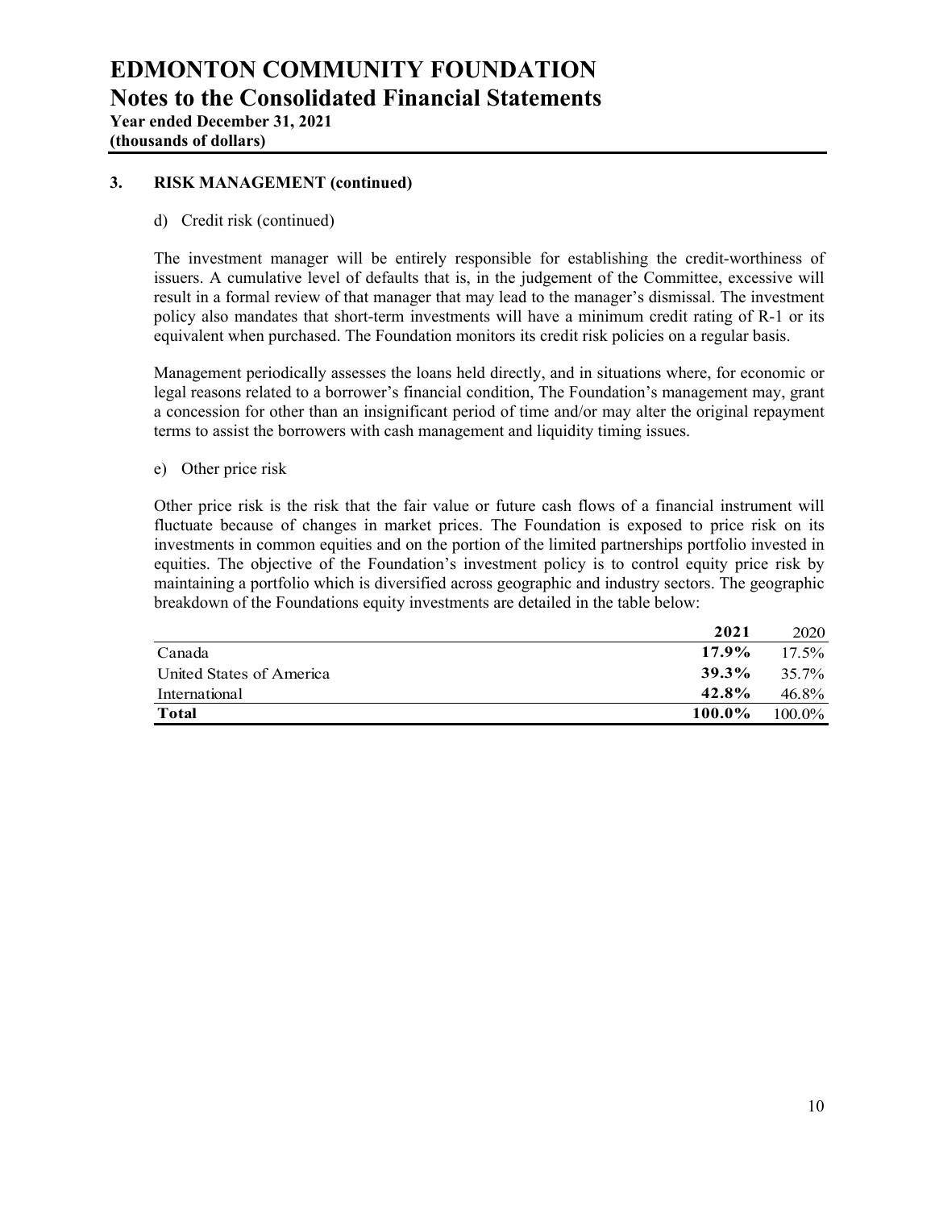# EDMONTON COMMUNITY FOUNDATION
## Notes to the Consolidated Financial Statements
**Year ended December 31, 2021**
**(thousands of dollars)**

### 3. RISK MANAGEMENT (continued)

d) Credit risk (continued)

The investment manager will be entirely responsible for establishing the credit-worthiness of issuers. A cumulative level of defaults that is, in the judgement of the Committee, excessive will result in a formal review of that manager that may lead to the manager's dismissal. The investment policy also mandates that short-term investments will have a minimum credit rating of R-1 or its equivalent when purchased. The Foundation monitors its credit risk policies on a regular basis.

Management periodically assesses the loans held directly, and in situations where, for economic or legal reasons related to a borrower's financial condition, The Foundation's management may, grant a concession for other than an insignificant period of time and/or may alter the original repayment terms to assist the borrowers with cash management and liquidity timing issues.

e) Other price risk

Other price risk is the risk that the fair value or future cash flows of a financial instrument will fluctuate because of changes in market prices. The Foundation is exposed to price risk on its investments in common equities and on the portion of the limited partnerships portfolio invested in equities. The objective of the Foundation's investment policy is to control equity price risk by maintaining a portfolio which is diversified across geographic and industry sectors. The geographic breakdown of the Foundations equity investments are detailed in the table below:

| | **2021** | 2020 |
|---|---|---|
| Canada | **17.9%** | 17.5% |
| United States of America | **39.3%** | 35.7% |
| International | **42.8%** | 46.8% |
| **Total** | **100.0%** | 100.0% |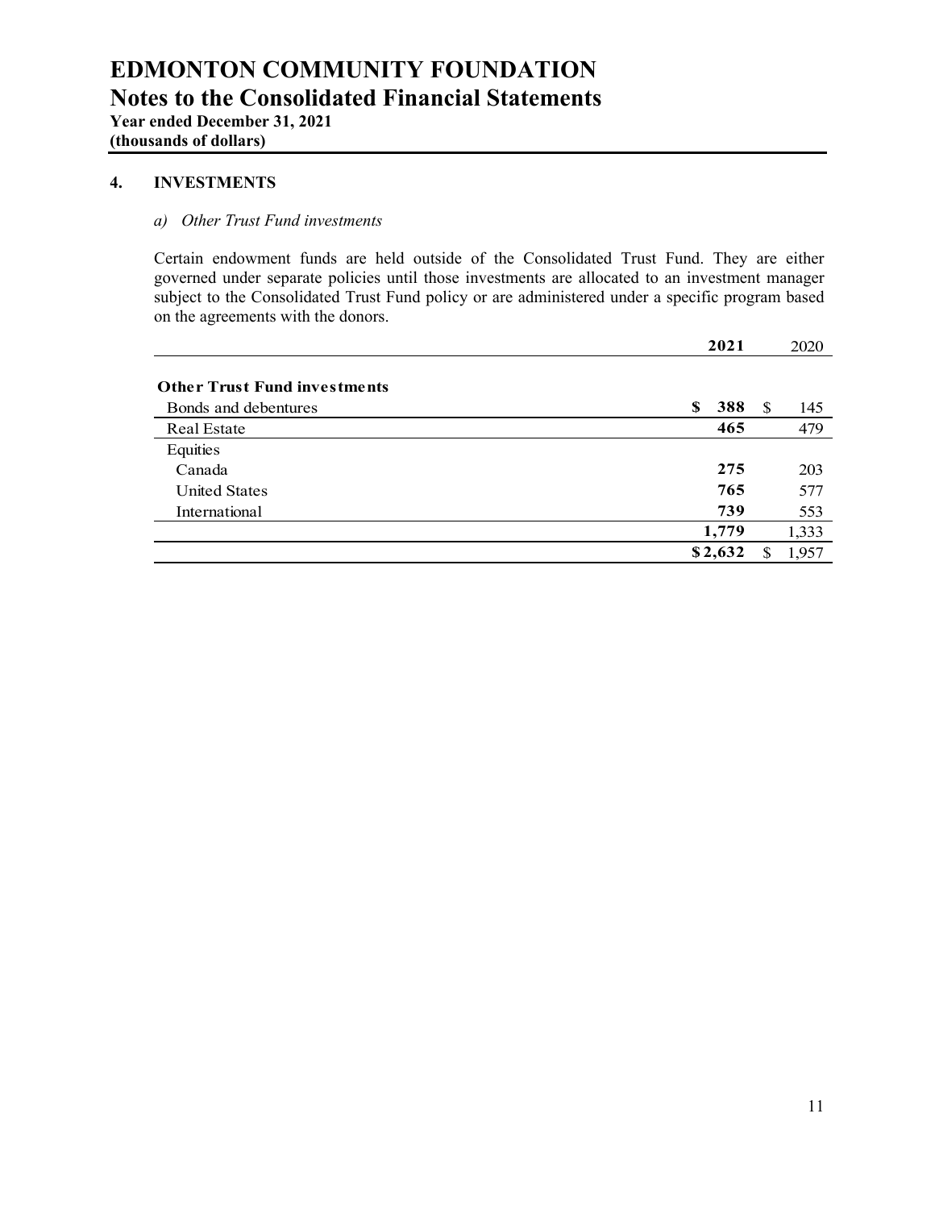# EDMONTON COMMUNITY FOUNDATION

## Notes to the Consolidated Financial Statements

**Year ended December 31, 2021**
**(thousands of dollars)**

### 4. INVESTMENTS

*a) Other Trust Fund investments*

Certain endowment funds are held outside of the Consolidated Trust Fund. They are either governed under separate policies until those investments are allocated to an investment manager subject to the Consolidated Trust Fund policy or are administered under a specific program based on the agreements with the donors.

| | **2021** | 2020 |
|---|---|---|
| **Other Trust Fund investments** | | |
| Bonds and debentures | **$ 388** | $ 145 |
| Real Estate | **465** | 479 |
| Equities | | |
| Canada | **275** | 203 |
| United States | **765** | 577 |
| International | **739** | 553 |
| | **1,779** | 1,333 |
| | **$ 2,632** | $ 1,957 |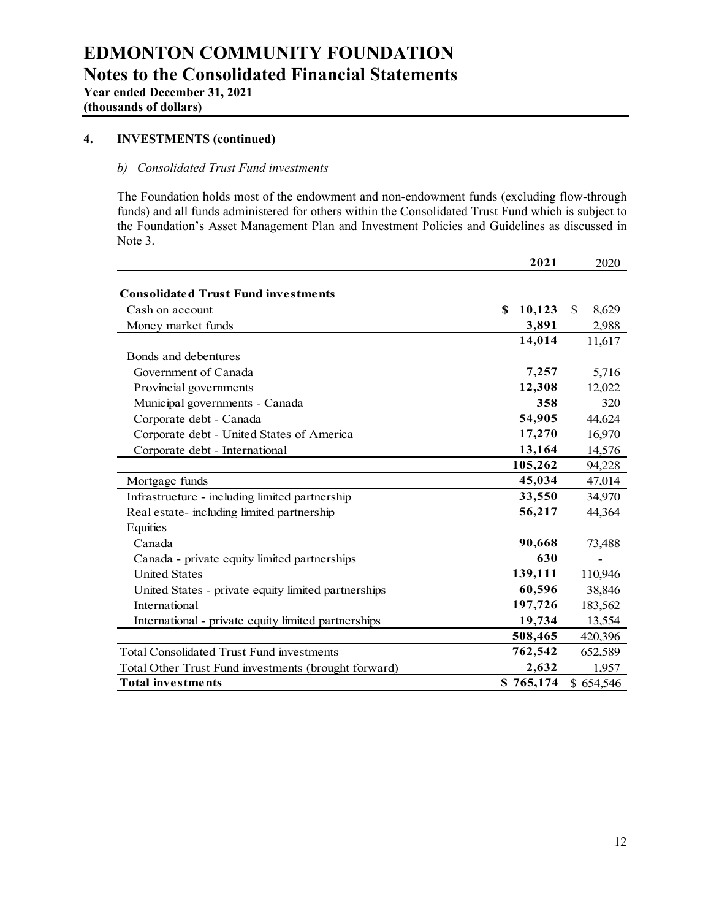# EDMONTON COMMUNITY FOUNDATION
## Notes to the Consolidated Financial Statements
**Year ended December 31, 2021**
**(thousands of dollars)**

### 4. INVESTMENTS (continued)

*b) Consolidated Trust Fund investments*

The Foundation holds most of the endowment and non-endowment funds (excluding flow-through funds) and all funds administered for others within the Consolidated Trust Fund which is subject to the Foundation's Asset Management Plan and Investment Policies and Guidelines as discussed in Note 3.

| | 2021 | 2020 |
|---|---|---|
| **Consolidated Trust Fund investments** | | |
| Cash on account | $ 10,123 | $ 8,629 |
| Money market funds | 3,891 | 2,988 |
| | 14,014 | 11,617 |
| Bonds and debentures | | |
| Government of Canada | 7,257 | 5,716 |
| Provincial governments | 12,308 | 12,022 |
| Municipal governments - Canada | 358 | 320 |
| Corporate debt - Canada | 54,905 | 44,624 |
| Corporate debt - United States of America | 17,270 | 16,970 |
| Corporate debt - International | 13,164 | 14,576 |
| | 105,262 | 94,228 |
| Mortgage funds | 45,034 | 47,014 |
| Infrastructure - including limited partnership | 33,550 | 34,970 |
| Real estate- including limited partnership | 56,217 | 44,364 |
| Equities | | |
| Canada | 90,668 | 73,488 |
| Canada - private equity limited partnerships | 630 | - |
| United States | 139,111 | 110,946 |
| United States - private equity limited partnerships | 60,596 | 38,846 |
| International | 197,726 | 183,562 |
| International - private equity limited partnerships | 19,734 | 13,554 |
| | 508,465 | 420,396 |
| Total Consolidated Trust Fund investments | 762,542 | 652,589 |
| Total Other Trust Fund investments (brought forward) | 2,632 | 1,957 |
| **Total investments** | **$ 765,174** | **$ 654,546** |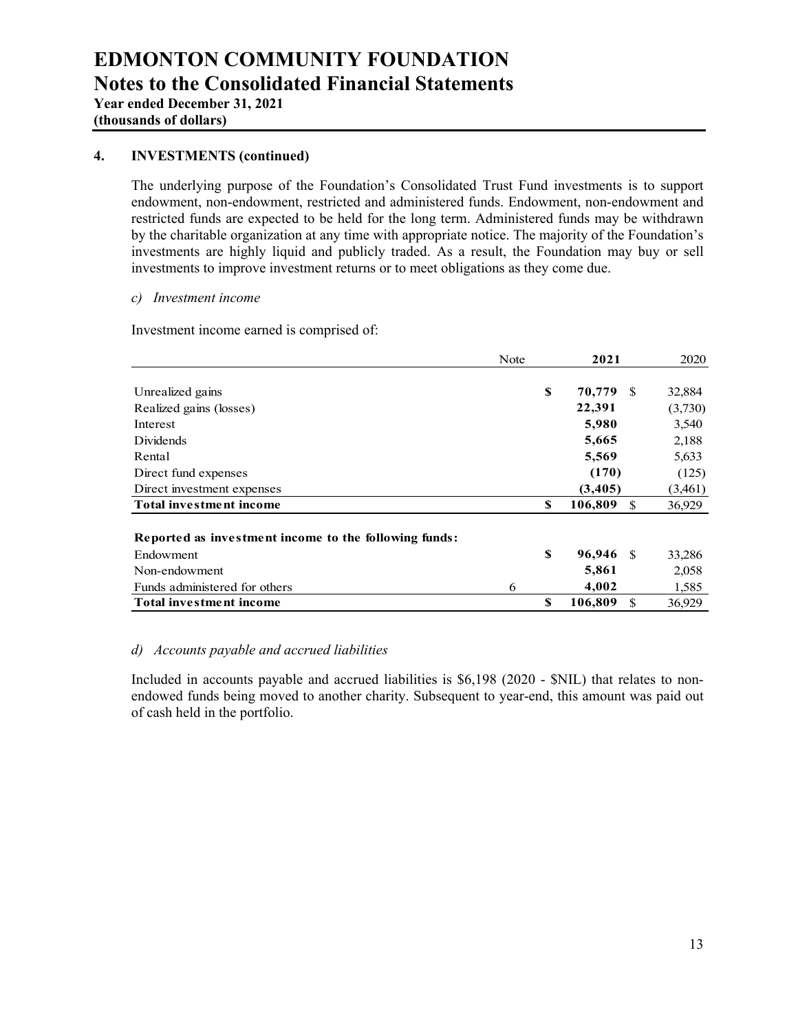# EDMONTON COMMUNITY FOUNDATION

## Notes to the Consolidated Financial Statements

**Year ended December 31, 2021**
**(thousands of dollars)**

### 4. INVESTMENTS (continued)

The underlying purpose of the Foundation's Consolidated Trust Fund investments is to support endowment, non-endowment, restricted and administered funds. Endowment, non-endowment and restricted funds are expected to be held for the long term. Administered funds may be withdrawn by the charitable organization at any time with appropriate notice. The majority of the Foundation's investments are highly liquid and publicly traded. As a result, the Foundation may buy or sell investments to improve investment returns or to meet obligations as they come due.

*c) Investment income*

Investment income earned is comprised of:

| | Note | 2021 | 2020 |
|---|---|---|---|
| Unrealized gains | | **$ 70,779** | $ 32,884 |
| Realized gains (losses) | | **22,391** | (3,730) |
| Interest | | **5,980** | 3,540 |
| Dividends | | **5,665** | 2,188 |
| Rental | | **5,569** | 5,633 |
| Direct fund expenses | | **(170)** | (125) |
| Direct investment expenses | | **(3,405)** | (3,461) |
| **Total investment income** | | **$ 106,809** | $ 36,929 |
| | | | |
| **Reported as investment income to the following funds:** | | | |
| Endowment | | **$ 96,946** | $ 33,286 |
| Non-endowment | | **5,861** | 2,058 |
| Funds administered for others | 6 | **4,002** | 1,585 |
| **Total investment income** | | **$ 106,809** | $ 36,929 |

*d) Accounts payable and accrued liabilities*

Included in accounts payable and accrued liabilities is $6,198 (2020 - $NIL) that relates to non-endowed funds being moved to another charity. Subsequent to year-end, this amount was paid out of cash held in the portfolio.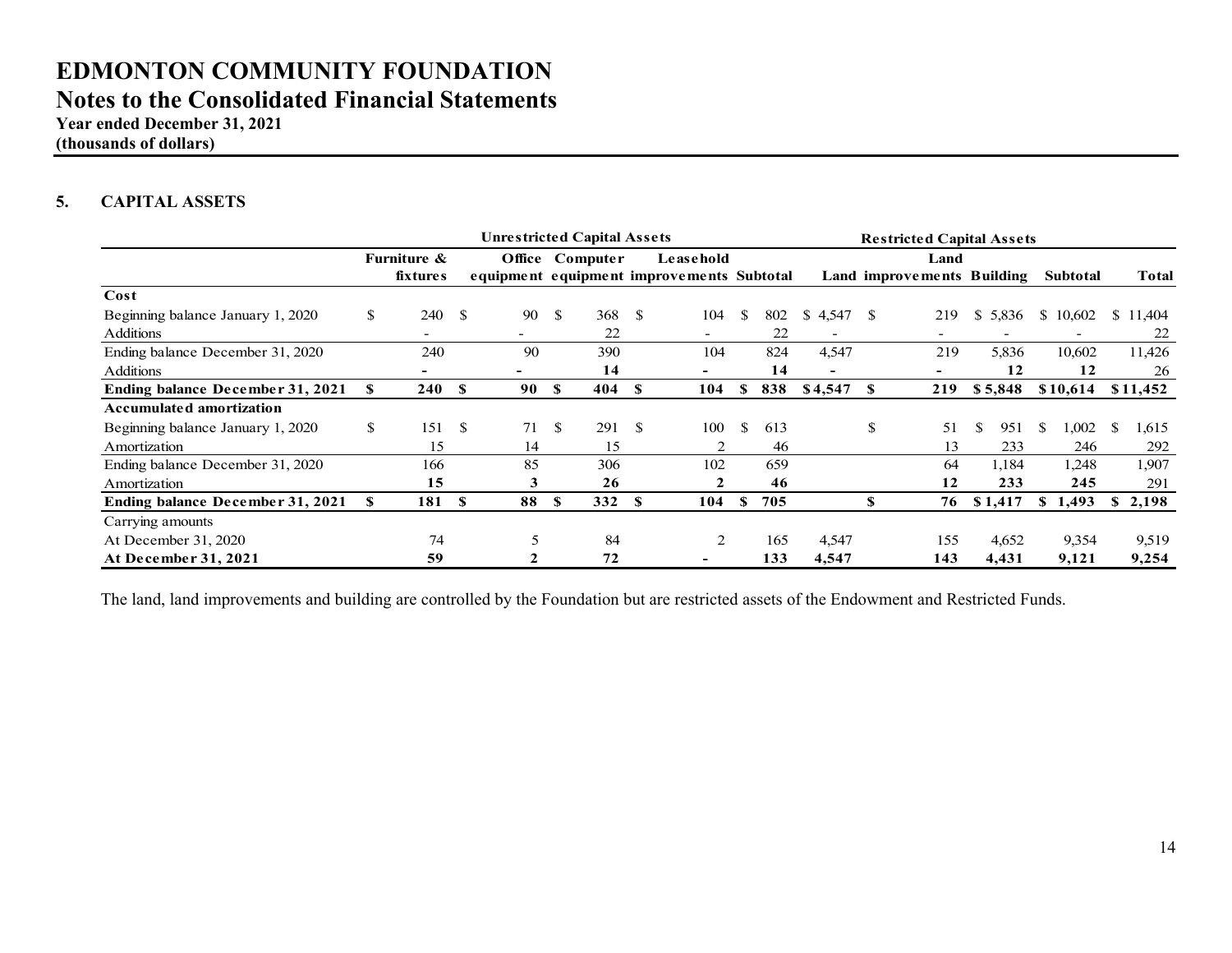# EDMONTON COMMUNITY FOUNDATION
## Notes to the Consolidated Financial Statements
**Year ended December 31, 2021**
**(thousands of dollars)**

### 5. CAPITAL ASSETS

| | Unrestricted Capital Assets | | | | | Restricted Capital Assets | | | | |
|---|---|---|---|---|---|---|---|---|---|---|
| | Furniture & fixtures | Office equipment | Computer equipment | Leasehold improvements | Subtotal | Land | Land improvements | Building | Subtotal | Total |
| **Cost** | | | | | | | | | | |
| Beginning balance January 1, 2020 | $ 240 | $ 90 | $ 368 | $ 104 | $ 802 | $ 4,547 | $ 219 | $ 5,836 | $ 10,602 | $ 11,404 |
| Additions | - | - | 22 | - | 22 | - | - | - | - | 22 |
| Ending balance December 31, 2020 | 240 | 90 | 390 | 104 | 824 | 4,547 | 219 | 5,836 | 10,602 | 11,426 |
| Additions | **-** | **-** | **14** | **-** | **14** | **-** | **-** | **12** | **12** | 26 |
| **Ending balance December 31, 2021** | **$ 240** | **$ 90** | **$ 404** | **$ 104** | **$ 838** | **$4,547** | **$ 219** | **$ 5,848** | **$10,614** | **$11,452** |
| **Accumulated amortization** | | | | | | | | | | |
| Beginning balance January 1, 2020 | $ 151 | $ 71 | $ 291 | $ 100 | $ 613 | | $ 51 | $ 951 | $ 1,002 | $ 1,615 |
| Amortization | 15 | 14 | 15 | 2 | 46 | | 13 | 233 | 246 | 292 |
| Ending balance December 31, 2020 | 166 | 85 | 306 | 102 | 659 | | 64 | 1,184 | 1,248 | 1,907 |
| Amortization | **15** | **3** | **26** | **2** | **46** | | **12** | **233** | **245** | **291** |
| **Ending balance December 31, 2021** | **$ 181** | **$ 88** | **$ 332** | **$ 104** | **$ 705** | | **$ 76** | **$ 1,417** | **$ 1,493** | **$ 2,198** |
| Carrying amounts | | | | | | | | | | |
| At December 31, 2020 | 74 | 5 | 84 | 2 | 165 | 4,547 | 155 | 4,652 | 9,354 | 9,519 |
| **At December 31, 2021** | **59** | **2** | **72** | **-** | **133** | **4,547** | **143** | **4,431** | **9,121** | **9,254** |

The land, land improvements and building are controlled by the Foundation but are restricted assets of the Endowment and Restricted Funds.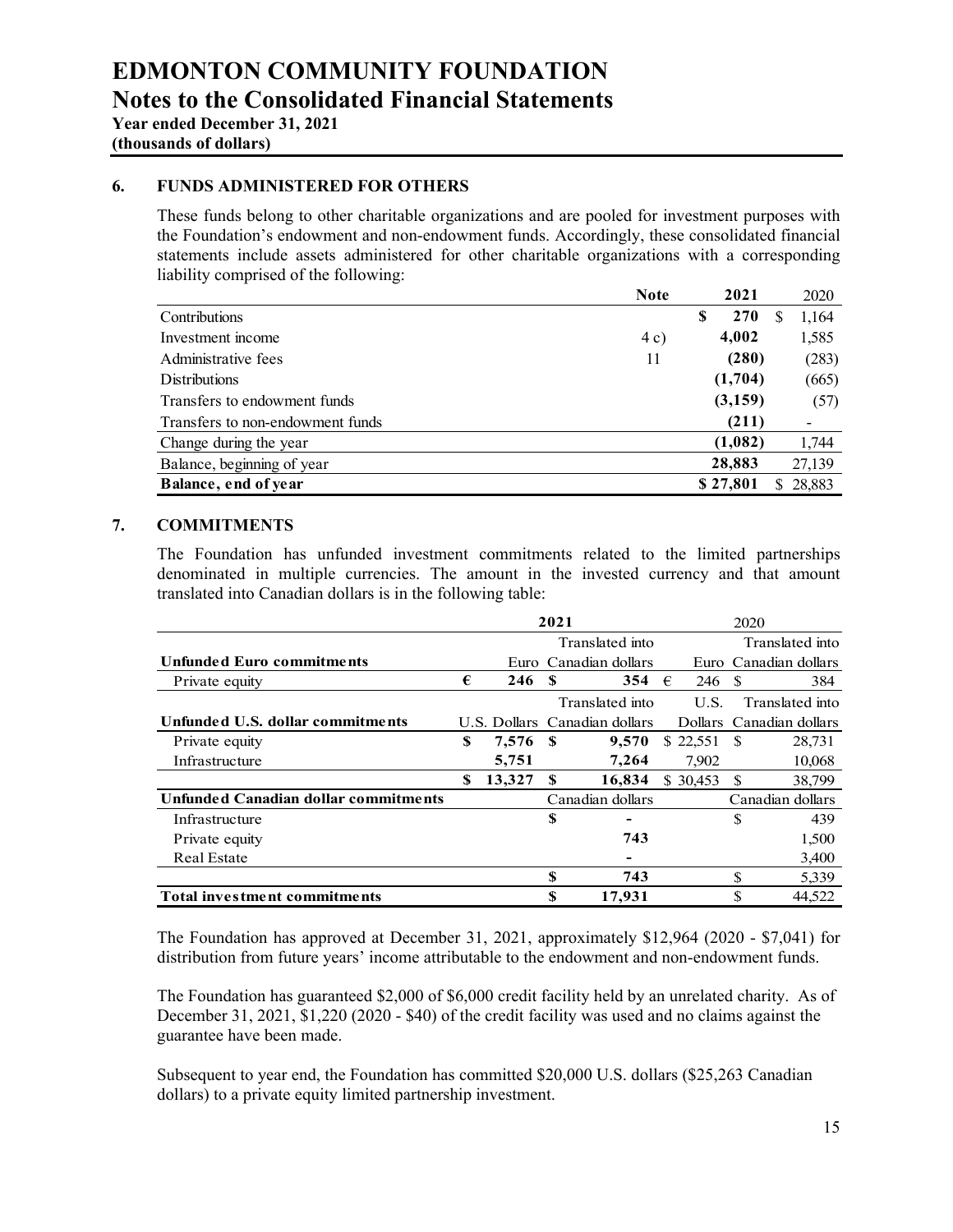# EDMONTON COMMUNITY FOUNDATION

## Notes to the Consolidated Financial Statements

**Year ended December 31, 2021**
**(thousands of dollars)**

### 6. FUNDS ADMINISTERED FOR OTHERS

These funds belong to other charitable organizations and are pooled for investment purposes with the Foundation's endowment and non-endowment funds. Accordingly, these consolidated financial statements include assets administered for other charitable organizations with a corresponding liability comprised of the following:

| | Note | 2021 | 2020 |
|---|---|---|---|
| Contributions | | **$ 270** | $ 1,164 |
| Investment income | 4 c) | **4,002** | 1,585 |
| Administrative fees | 11 | **(280)** | (283) |
| Distributions | | **(1,704)** | (665) |
| Transfers to endowment funds | | **(3,159)** | (57) |
| Transfers to non-endowment funds | | **(211)** | - |
| Change during the year | | **(1,082)** | 1,744 |
| Balance, beginning of year | | **28,883** | 27,139 |
| **Balance, end of year** | | **$ 27,801** | $ 28,883 |

### 7. COMMITMENTS

The Foundation has unfunded investment commitments related to the limited partnerships denominated in multiple currencies. The amount in the invested currency and that amount translated into Canadian dollars is in the following table:

| | 2021 | | 2020 | |
|---|---|---|---|---|
| **Unfunded Euro commitments** | Euro | Translated into Canadian dollars | Euro | Translated into Canadian dollars |
| Private equity | **€ 246** | **$ 354** | € 246 | $ 384 |
| **Unfunded U.S. dollar commitments** | U.S. Dollars | Translated into Canadian dollars | U.S. Dollars | Translated into Canadian dollars |
| Private equity | **$ 7,576** | **$ 9,570** | $ 22,551 | $ 28,731 |
| Infrastructure | **5,751** | **7,264** | 7,902 | 10,068 |
| | **$ 13,327** | **$ 16,834** | $ 30,453 | $ 38,799 |
| **Unfunded Canadian dollar commitments** | | Canadian dollars | | Canadian dollars |
| Infrastructure | | **$ -** | | $ 439 |
| Private equity | | **743** | | 1,500 |
| Real Estate | | **-** | | 3,400 |
| | | **$ 743** | | $ 5,339 |
| **Total investment commitments** | | **$ 17,931** | | $ 44,522 |

The Foundation has approved at December 31, 2021, approximately $12,964 (2020 - $7,041) for distribution from future years' income attributable to the endowment and non-endowment funds.

The Foundation has guaranteed $2,000 of $6,000 credit facility held by an unrelated charity. As of December 31, 2021, $1,220 (2020 - $40) of the credit facility was used and no claims against the guarantee have been made.

Subsequent to year end, the Foundation has committed $20,000 U.S. dollars ($25,263 Canadian dollars) to a private equity limited partnership investment.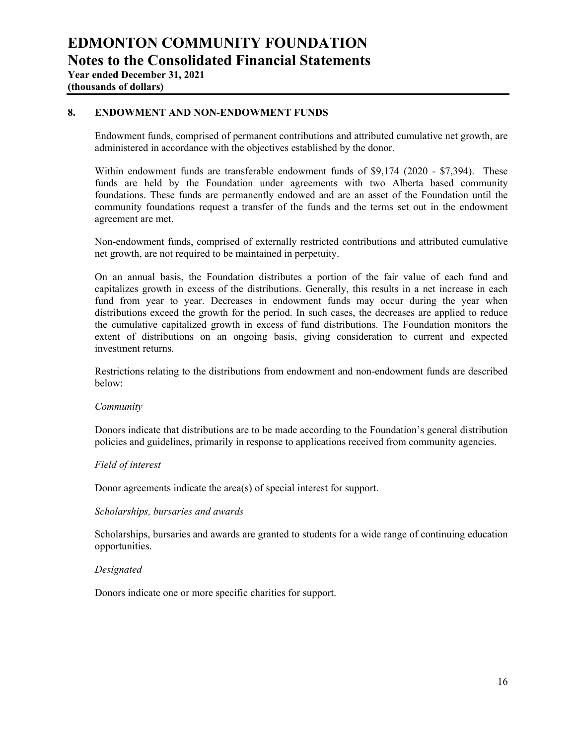# EDMONTON COMMUNITY FOUNDATION

## Notes to the Consolidated Financial Statements

**Year ended December 31, 2021**
**(thousands of dollars)**

### 8. ENDOWMENT AND NON-ENDOWMENT FUNDS

Endowment funds, comprised of permanent contributions and attributed cumulative net growth, are administered in accordance with the objectives established by the donor.

Within endowment funds are transferable endowment funds of $9,174 (2020 - $7,394). These funds are held by the Foundation under agreements with two Alberta based community foundations. These funds are permanently endowed and are an asset of the Foundation until the community foundations request a transfer of the funds and the terms set out in the endowment agreement are met.

Non-endowment funds, comprised of externally restricted contributions and attributed cumulative net growth, are not required to be maintained in perpetuity.

On an annual basis, the Foundation distributes a portion of the fair value of each fund and capitalizes growth in excess of the distributions. Generally, this results in a net increase in each fund from year to year. Decreases in endowment funds may occur during the year when distributions exceed the growth for the period. In such cases, the decreases are applied to reduce the cumulative capitalized growth in excess of fund distributions. The Foundation monitors the extent of distributions on an ongoing basis, giving consideration to current and expected investment returns.

Restrictions relating to the distributions from endowment and non-endowment funds are described below:

*Community*

Donors indicate that distributions are to be made according to the Foundation's general distribution policies and guidelines, primarily in response to applications received from community agencies.

*Field of interest*

Donor agreements indicate the area(s) of special interest for support.

*Scholarships, bursaries and awards*

Scholarships, bursaries and awards are granted to students for a wide range of continuing education opportunities.

*Designated*

Donors indicate one or more specific charities for support.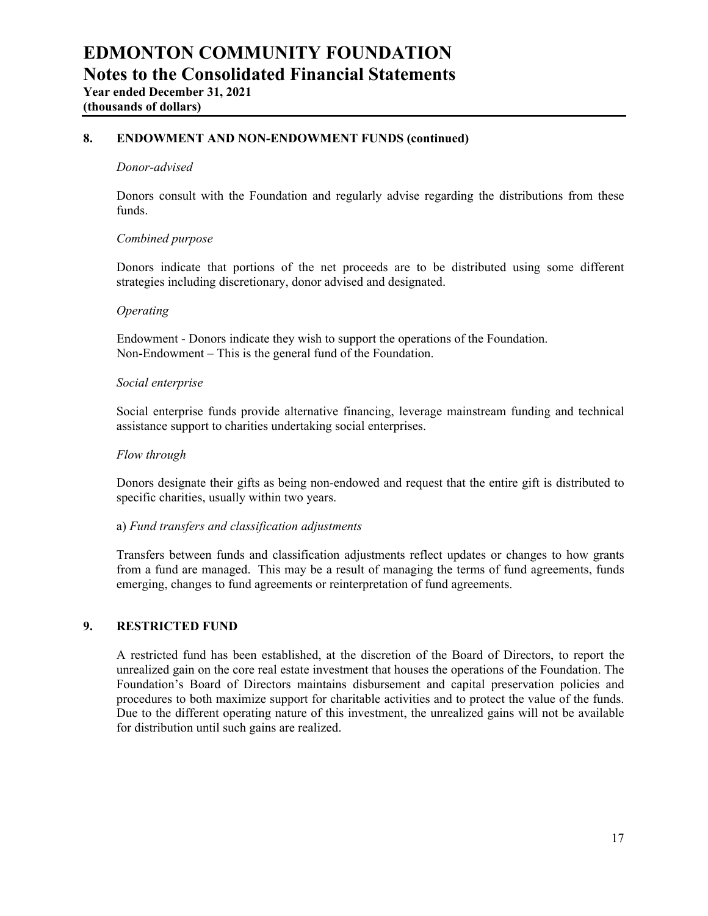## 8. ENDOWMENT AND NON-ENDOWMENT FUNDS (continued)

*Donor-advised*

Donors consult with the Foundation and regularly advise regarding the distributions from these funds.

*Combined purpose*

Donors indicate that portions of the net proceeds are to be distributed using some different strategies including discretionary, donor advised and designated.

*Operating*

Endowment - Donors indicate they wish to support the operations of the Foundation.
Non-Endowment – This is the general fund of the Foundation.

*Social enterprise*

Social enterprise funds provide alternative financing, leverage mainstream funding and technical assistance support to charities undertaking social enterprises.

*Flow through*

Donors designate their gifts as being non-endowed and request that the entire gift is distributed to specific charities, usually within two years.

a) *Fund transfers and classification adjustments*

Transfers between funds and classification adjustments reflect updates or changes to how grants from a fund are managed. This may be a result of managing the terms of fund agreements, funds emerging, changes to fund agreements or reinterpretation of fund agreements.

## 9. RESTRICTED FUND

A restricted fund has been established, at the discretion of the Board of Directors, to report the unrealized gain on the core real estate investment that houses the operations of the Foundation. The Foundation's Board of Directors maintains disbursement and capital preservation policies and procedures to both maximize support for charitable activities and to protect the value of the funds. Due to the different operating nature of this investment, the unrealized gains will not be available for distribution until such gains are realized.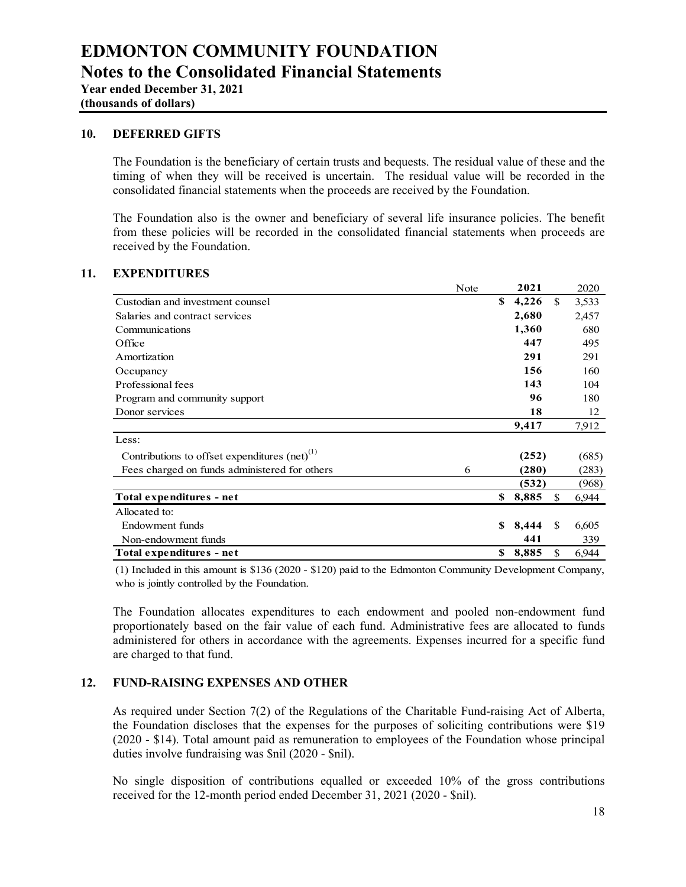# EDMONTON COMMUNITY FOUNDATION

## Notes to the Consolidated Financial Statements

**Year ended December 31, 2021**
**(thousands of dollars)**

### 10. DEFERRED GIFTS

The Foundation is the beneficiary of certain trusts and bequests. The residual value of these and the timing of when they will be received is uncertain. The residual value will be recorded in the consolidated financial statements when the proceeds are received by the Foundation.

The Foundation also is the owner and beneficiary of several life insurance policies. The benefit from these policies will be recorded in the consolidated financial statements when proceeds are received by the Foundation.

### 11. EXPENDITURES

| | Note | 2021 | 2020 |
|---|---|---|---|
| Custodian and investment counsel | | **$ 4,226** | $ 3,533 |
| Salaries and contract services | | **2,680** | 2,457 |
| Communications | | **1,360** | 680 |
| Office | | **447** | 495 |
| Amortization | | **291** | 291 |
| Occupancy | | **156** | 160 |
| Professional fees | | **143** | 104 |
| Program and community support | | **96** | 180 |
| Donor services | | **18** | 12 |
| | | **9,417** | 7,912 |
| Less: | | | |
| Contributions to offset expenditures (net)[1] | | **(252)** | (685) |
| Fees charged on funds administered for others | 6 | **(280)** | (283) |
| | | **(532)** | (968) |
| **Total expenditures - net** | | **$ 8,885** | $ 6,944 |
| Allocated to: | | | |
| Endowment funds | | **$ 8,444** | $ 6,605 |
| Non-endowment funds | | **441** | 339 |
| **Total expenditures - net** | | **$ 8,885** | $ 6,944 |

(1) Included in this amount is $136 (2020 - $120) paid to the Edmonton Community Development Company, who is jointly controlled by the Foundation.

The Foundation allocates expenditures to each endowment and pooled non-endowment fund proportionately based on the fair value of each fund. Administrative fees are allocated to funds administered for others in accordance with the agreements. Expenses incurred for a specific fund are charged to that fund.

### 12. FUND-RAISING EXPENSES AND OTHER

As required under Section 7(2) of the Regulations of the Charitable Fund-raising Act of Alberta, the Foundation discloses that the expenses for the purposes of soliciting contributions were $19 (2020 - $14). Total amount paid as remuneration to employees of the Foundation whose principal duties involve fundraising was $nil (2020 - $nil).

No single disposition of contributions equalled or exceeded 10% of the gross contributions received for the 12-month period ended December 31, 2021 (2020 - $nil).